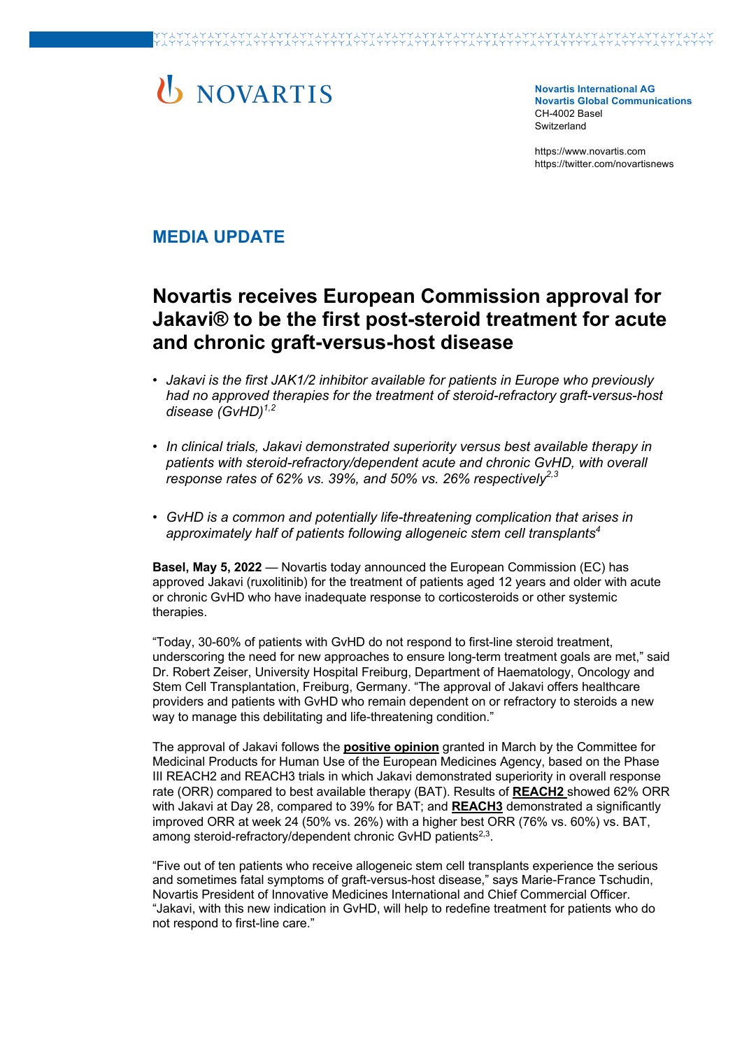NOVARTIS

**Novartis International AG**
**Novartis Global Communications**
CH-4002 Basel
Switzerland

https://www.novartis.com
https://twitter.com/novartisnews

## MEDIA UPDATE

# Novartis receives European Commission approval for Jakavi® to be the first post-steroid treatment for acute and chronic graft-versus-host disease

- *Jakavi is the first JAK1/2 inhibitor available for patients in Europe who previously had no approved therapies for the treatment of steroid-refractory graft-versus-host disease (GvHD)*[1,2]
- *In clinical trials, Jakavi demonstrated superiority versus best available therapy in patients with steroid-refractory/dependent acute and chronic GvHD, with overall response rates of 62% vs. 39%, and 50% vs. 26% respectively*[2,3]
- *GvHD is a common and potentially life-threatening complication that arises in approximately half of patients following allogeneic stem cell transplants*[4]

**Basel, May 5, 2022** — Novartis today announced the European Commission (EC) has approved Jakavi (ruxolitinib) for the treatment of patients aged 12 years and older with acute or chronic GvHD who have inadequate response to corticosteroids or other systemic therapies.

"Today, 30-60% of patients with GvHD do not respond to first-line steroid treatment, underscoring the need for new approaches to ensure long-term treatment goals are met," said Dr. Robert Zeiser, University Hospital Freiburg, Department of Haematology, Oncology and Stem Cell Transplantation, Freiburg, Germany. "The approval of Jakavi offers healthcare providers and patients with GvHD who remain dependent on or refractory to steroids a new way to manage this debilitating and life-threatening condition."

The approval of Jakavi follows the **positive opinion** granted in March by the Committee for Medicinal Products for Human Use of the European Medicines Agency, based on the Phase III REACH2 and REACH3 trials in which Jakavi demonstrated superiority in overall response rate (ORR) compared to best available therapy (BAT). Results of **REACH2** showed 62% ORR with Jakavi at Day 28, compared to 39% for BAT; and **REACH3** demonstrated a significantly improved ORR at week 24 (50% vs. 26%) with a higher best ORR (76% vs. 60%) vs. BAT, among steroid-refractory/dependent chronic GvHD patients[2,3].

"Five out of ten patients who receive allogeneic stem cell transplants experience the serious and sometimes fatal symptoms of graft-versus-host disease," says Marie-France Tschudin, Novartis President of Innovative Medicines International and Chief Commercial Officer. "Jakavi, with this new indication in GvHD, will help to redefine treatment for patients who do not respond to first-line care."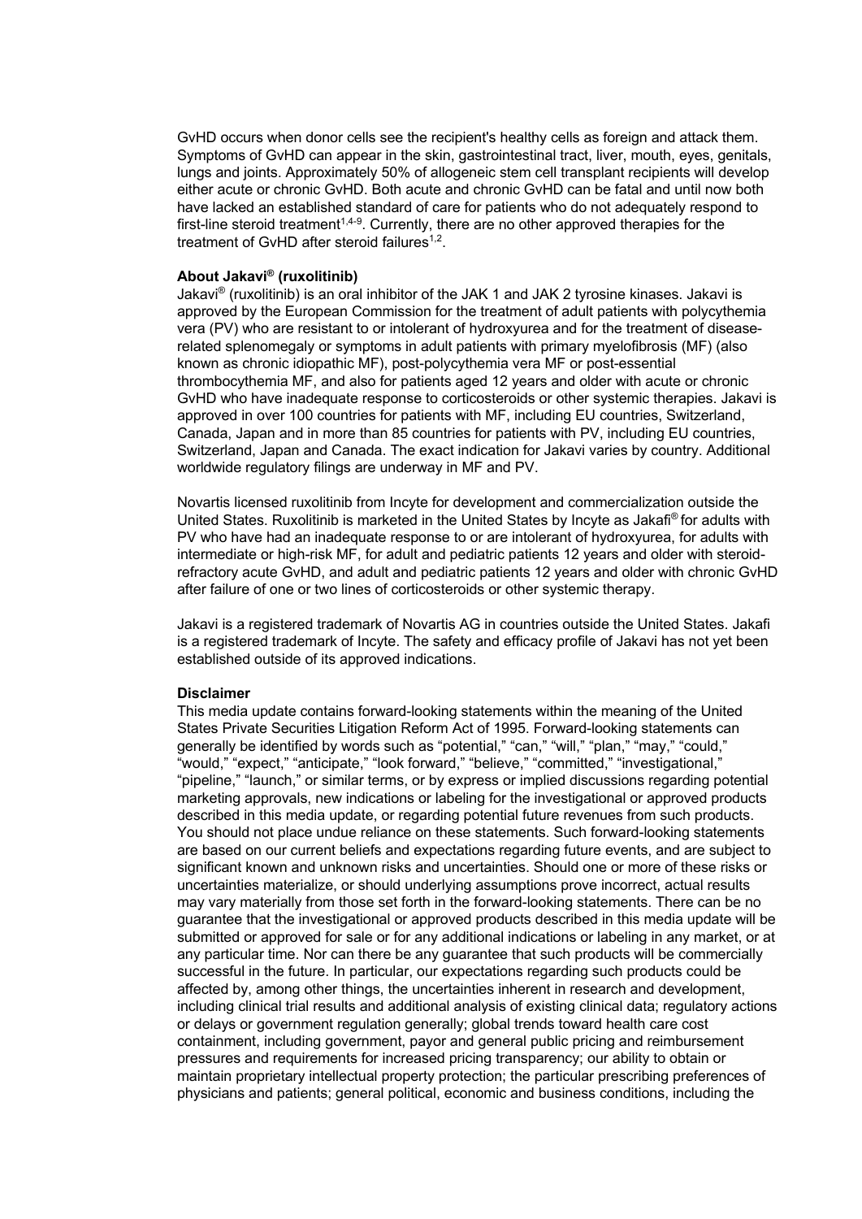GvHD occurs when donor cells see the recipient's healthy cells as foreign and attack them. Symptoms of GvHD can appear in the skin, gastrointestinal tract, liver, mouth, eyes, genitals, lungs and joints. Approximately 50% of allogeneic stem cell transplant recipients will develop either acute or chronic GvHD. Both acute and chronic GvHD can be fatal and until now both have lacked an established standard of care for patients who do not adequately respond to first-line steroid treatment[1,4-9]. Currently, there are no other approved therapies for the treatment of GvHD after steroid failures[1,2].

**About Jakavi® (ruxolitinib)**

Jakavi® (ruxolitinib) is an oral inhibitor of the JAK 1 and JAK 2 tyrosine kinases. Jakavi is approved by the European Commission for the treatment of adult patients with polycythemia vera (PV) who are resistant to or intolerant of hydroxyurea and for the treatment of disease-related splenomegaly or symptoms in adult patients with primary myelofibrosis (MF) (also known as chronic idiopathic MF), post-polycythemia vera MF or post-essential thrombocythemia MF, and also for patients aged 12 years and older with acute or chronic GvHD who have inadequate response to corticosteroids or other systemic therapies. Jakavi is approved in over 100 countries for patients with MF, including EU countries, Switzerland, Canada, Japan and in more than 85 countries for patients with PV, including EU countries, Switzerland, Japan and Canada. The exact indication for Jakavi varies by country. Additional worldwide regulatory filings are underway in MF and PV.

Novartis licensed ruxolitinib from Incyte for development and commercialization outside the United States. Ruxolitinib is marketed in the United States by Incyte as Jakafi® for adults with PV who have had an inadequate response to or are intolerant of hydroxyurea, for adults with intermediate or high-risk MF, for adult and pediatric patients 12 years and older with steroid-refractory acute GvHD, and adult and pediatric patients 12 years and older with chronic GvHD after failure of one or two lines of corticosteroids or other systemic therapy.

Jakavi is a registered trademark of Novartis AG in countries outside the United States. Jakafi is a registered trademark of Incyte. The safety and efficacy profile of Jakavi has not yet been established outside of its approved indications.

**Disclaimer**

This media update contains forward-looking statements within the meaning of the United States Private Securities Litigation Reform Act of 1995. Forward-looking statements can generally be identified by words such as "potential," "can," "will," "plan," "may," "could," "would," "expect," "anticipate," "look forward," "believe," "committed," "investigational," "pipeline," "launch," or similar terms, or by express or implied discussions regarding potential marketing approvals, new indications or labeling for the investigational or approved products described in this media update, or regarding potential future revenues from such products. You should not place undue reliance on these statements. Such forward-looking statements are based on our current beliefs and expectations regarding future events, and are subject to significant known and unknown risks and uncertainties. Should one or more of these risks or uncertainties materialize, or should underlying assumptions prove incorrect, actual results may vary materially from those set forth in the forward-looking statements. There can be no guarantee that the investigational or approved products described in this media update will be submitted or approved for sale or for any additional indications or labeling in any market, or at any particular time. Nor can there be any guarantee that such products will be commercially successful in the future. In particular, our expectations regarding such products could be affected by, among other things, the uncertainties inherent in research and development, including clinical trial results and additional analysis of existing clinical data; regulatory actions or delays or government regulation generally; global trends toward health care cost containment, including government, payor and general public pricing and reimbursement pressures and requirements for increased pricing transparency; our ability to obtain or maintain proprietary intellectual property protection; the particular prescribing preferences of physicians and patients; general political, economic and business conditions, including the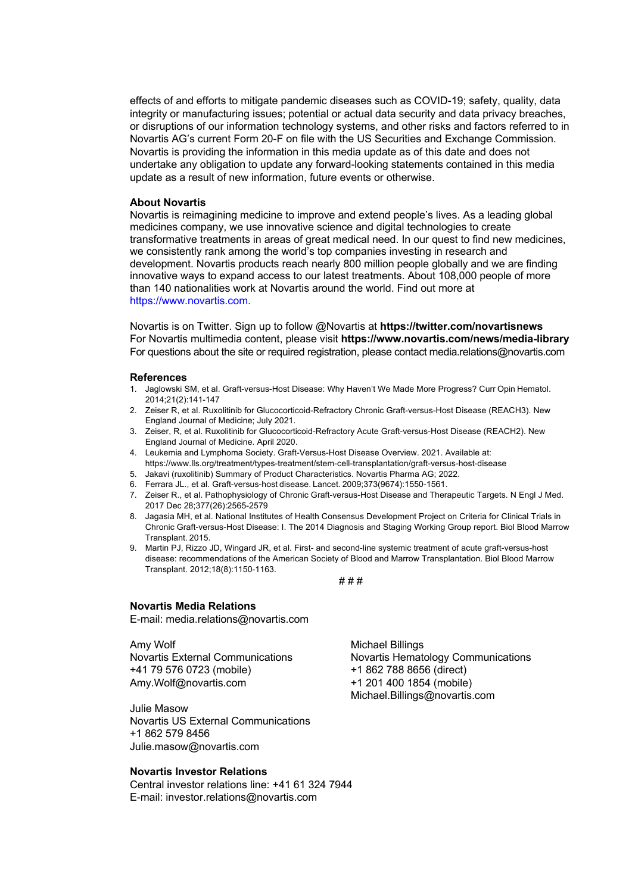effects of and efforts to mitigate pandemic diseases such as COVID-19; safety, quality, data integrity or manufacturing issues; potential or actual data security and data privacy breaches, or disruptions of our information technology systems, and other risks and factors referred to in Novartis AG's current Form 20-F on file with the US Securities and Exchange Commission. Novartis is providing the information in this media update as of this date and does not undertake any obligation to update any forward-looking statements contained in this media update as a result of new information, future events or otherwise.

**About Novartis**
Novartis is reimagining medicine to improve and extend people's lives. As a leading global medicines company, we use innovative science and digital technologies to create transformative treatments in areas of great medical need. In our quest to find new medicines, we consistently rank among the world's top companies investing in research and development. Novartis products reach nearly 800 million people globally and we are finding innovative ways to expand access to our latest treatments. About 108,000 people of more than 140 nationalities work at Novartis around the world. Find out more at https://www.novartis.com.

Novartis is on Twitter. Sign up to follow @Novartis at **https://twitter.com/novartisnews**
For Novartis multimedia content, please visit **https://www.novartis.com/news/media-library**
For questions about the site or required registration, please contact media.relations@novartis.com

**References**

1. Jaglowski SM, et al. Graft-versus-Host Disease: Why Haven't We Made More Progress? Curr Opin Hematol. 2014;21(2):141-147
2. Zeiser R, et al. Ruxolitinib for Glucocorticoid-Refractory Chronic Graft-versus-Host Disease (REACH3). New England Journal of Medicine; July 2021.
3. Zeiser, R, et al. Ruxolitinib for Glucocorticoid-Refractory Acute Graft-versus-Host Disease (REACH2). New England Journal of Medicine. April 2020.
4. Leukemia and Lymphoma Society. Graft-Versus-Host Disease Overview. 2021. Available at: https://www.lls.org/treatment/types-treatment/stem-cell-transplantation/graft-versus-host-disease
5. Jakavi (ruxolitinib) Summary of Product Characteristics. Novartis Pharma AG; 2022.
6. Ferrara JL., et al. Graft-versus-host disease. Lancet. 2009;373(9674):1550-1561.
7. Zeiser R., et al. Pathophysiology of Chronic Graft-versus-Host Disease and Therapeutic Targets. N Engl J Med. 2017 Dec 28;377(26):2565-2579
8. Jagasia MH, et al. National Institutes of Health Consensus Development Project on Criteria for Clinical Trials in Chronic Graft-versus-Host Disease: I. The 2014 Diagnosis and Staging Working Group report. Biol Blood Marrow Transplant. 2015.
9. Martin PJ, Rizzo JD, Wingard JR, et al. First- and second-line systemic treatment of acute graft-versus-host disease: recommendations of the American Society of Blood and Marrow Transplantation. Biol Blood Marrow Transplant. 2012;18(8):1150-1163.

# # #

**Novartis Media Relations**
E-mail: media.relations@novartis.com

Amy Wolf
Novartis External Communications
+41 79 576 0723 (mobile)
Amy.Wolf@novartis.com

Michael Billings
Novartis Hematology Communications
+1 862 788 8656 (direct)
+1 201 400 1854 (mobile)
Michael.Billings@novartis.com

Julie Masow
Novartis US External Communications
+1 862 579 8456
Julie.masow@novartis.com

**Novartis Investor Relations**
Central investor relations line: +41 61 324 7944
E-mail: investor.relations@novartis.com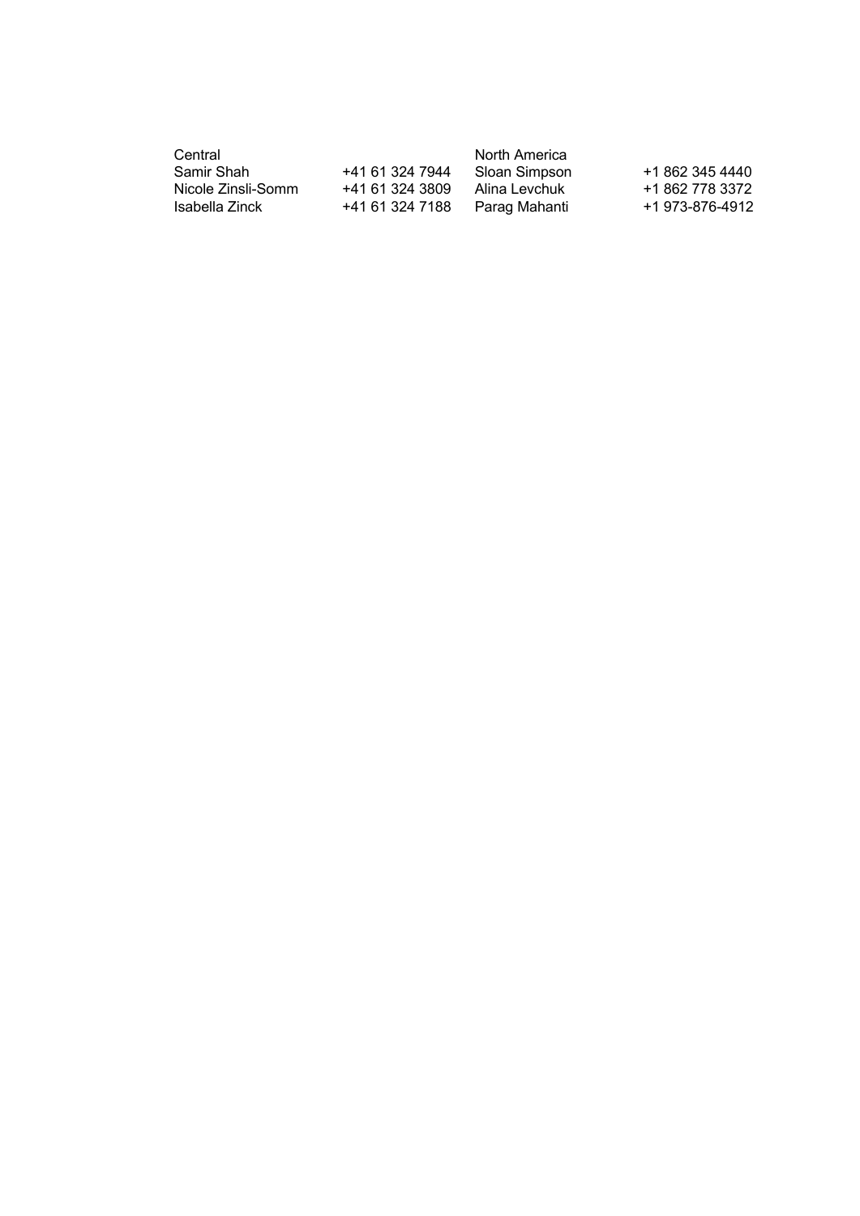| | | | |
|---|---|---|---|
| Central | | North America | |
| Samir Shah | +41 61 324 7944 | Sloan Simpson | +1 862 345 4440 |
| Nicole Zinsli-Somm | +41 61 324 3809 | Alina Levchuk | +1 862 778 3372 |
| Isabella Zinck | +41 61 324 7188 | Parag Mahanti | +1 973-876-4912 |